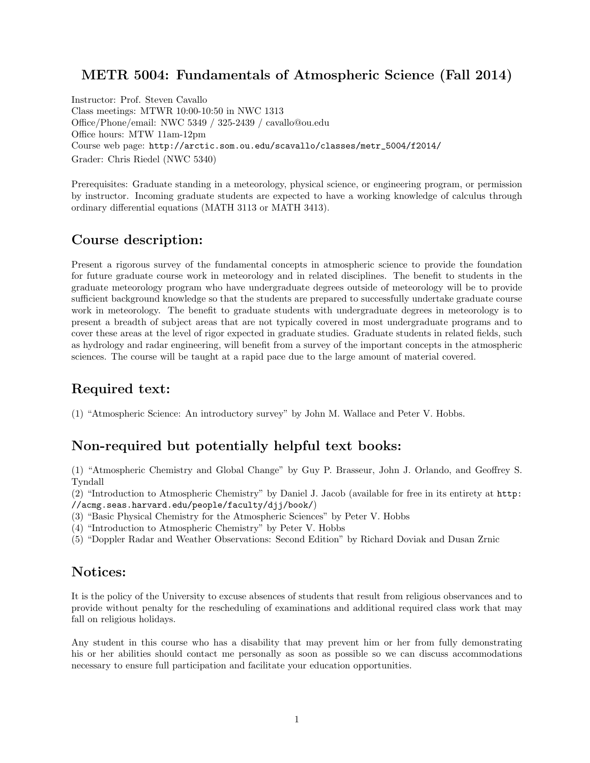# METR 5004: Fundamentals of Atmospheric Science (Fall 2014)

Instructor: Prof. Steven Cavallo
Class meetings: MTWR 10:00-10:50 in NWC 1313
Office/Phone/email: NWC 5349 / 325-2439 / cavallo@ou.edu
Office hours: MTW 11am-12pm
Course web page: `http://arctic.som.ou.edu/scavallo/classes/metr_5004/f2014/`
Grader: Chris Riedel (NWC 5340)

Prerequisites: Graduate standing in a meteorology, physical science, or engineering program, or permission by instructor. Incoming graduate students are expected to have a working knowledge of calculus through ordinary differential equations (MATH 3113 or MATH 3413).

## Course description:

Present a rigorous survey of the fundamental concepts in atmospheric science to provide the foundation for future graduate course work in meteorology and in related disciplines. The benefit to students in the graduate meteorology program who have undergraduate degrees outside of meteorology will be to provide sufficient background knowledge so that the students are prepared to successfully undertake graduate course work in meteorology. The benefit to graduate students with undergraduate degrees in meteorology is to present a breadth of subject areas that are not typically covered in most undergraduate programs and to cover these areas at the level of rigor expected in graduate studies. Graduate students in related fields, such as hydrology and radar engineering, will benefit from a survey of the important concepts in the atmospheric sciences. The course will be taught at a rapid pace due to the large amount of material covered.

## Required text:

(1) "Atmospheric Science: An introductory survey" by John M. Wallace and Peter V. Hobbs.

## Non-required but potentially helpful text books:

(1) "Atmospheric Chemistry and Global Change" by Guy P. Brasseur, John J. Orlando, and Geoffrey S. Tyndall
(2) "Introduction to Atmospheric Chemistry" by Daniel J. Jacob (available for free in its entirety at `http://acmg.seas.harvard.edu/people/faculty/djj/book/`)
(3) "Basic Physical Chemistry for the Atmospheric Sciences" by Peter V. Hobbs
(4) "Introduction to Atmospheric Chemistry" by Peter V. Hobbs
(5) "Doppler Radar and Weather Observations: Second Edition" by Richard Doviak and Dusan Zrnic

## Notices:

It is the policy of the University to excuse absences of students that result from religious observances and to provide without penalty for the rescheduling of examinations and additional required class work that may fall on religious holidays.

Any student in this course who has a disability that may prevent him or her from fully demonstrating his or her abilities should contact me personally as soon as possible so we can discuss accommodations necessary to ensure full participation and facilitate your education opportunities.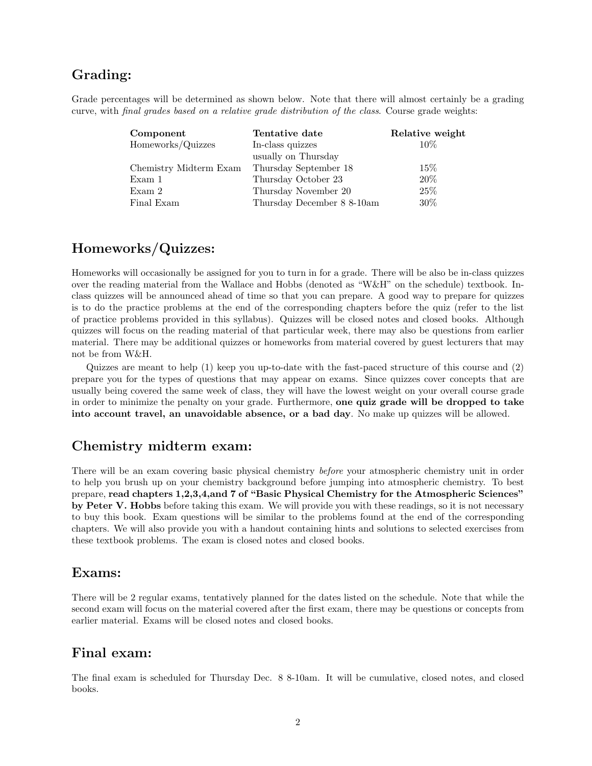## Grading:

Grade percentages will be determined as shown below. Note that there will almost certainly be a grading curve, with *final grades based on a relative grade distribution of the class*. Course grade weights:

| **Component** | **Tentative date** | **Relative weight** |
|---|---|---|
| Homeworks/Quizzes | In-class quizzes usually on Thursday | 10% |
| Chemistry Midterm Exam | Thursday September 18 | 15% |
| Exam 1 | Thursday October 23 | 20% |
| Exam 2 | Thursday November 20 | 25% |
| Final Exam | Thursday December 8 8-10am | 30% |

## Homeworks/Quizzes:

Homeworks will occasionally be assigned for you to turn in for a grade. There will be also be in-class quizzes over the reading material from the Wallace and Hobbs (denoted as "W&H" on the schedule) textbook. In-class quizzes will be announced ahead of time so that you can prepare. A good way to prepare for quizzes is to do the practice problems at the end of the corresponding chapters before the quiz (refer to the list of practice problems provided in this syllabus). Quizzes will be closed notes and closed books. Although quizzes will focus on the reading material of that particular week, there may also be questions from earlier material. There may be additional quizzes or homeworks from material covered by guest lecturers that may not be from W&H.

Quizzes are meant to help (1) keep you up-to-date with the fast-paced structure of this course and (2) prepare you for the types of questions that may appear on exams. Since quizzes cover concepts that are usually being covered the same week of class, they will have the lowest weight on your overall course grade in order to minimize the penalty on your grade. Furthermore, **one quiz grade will be dropped to take into account travel, an unavoidable absence, or a bad day**. No make up quizzes will be allowed.

## Chemistry midterm exam:

There will be an exam covering basic physical chemistry *before* your atmospheric chemistry unit in order to help you brush up on your chemistry background before jumping into atmospheric chemistry. To best prepare, **read chapters 1,2,3,4,and 7 of "Basic Physical Chemistry for the Atmospheric Sciences" by Peter V. Hobbs** before taking this exam. We will provide you with these readings, so it is not necessary to buy this book. Exam questions will be similar to the problems found at the end of the corresponding chapters. We will also provide you with a handout containing hints and solutions to selected exercises from these textbook problems. The exam is closed notes and closed books.

## Exams:

There will be 2 regular exams, tentatively planned for the dates listed on the schedule. Note that while the second exam will focus on the material covered after the first exam, there may be questions or concepts from earlier material. Exams will be closed notes and closed books.

## Final exam:

The final exam is scheduled for Thursday Dec. 8 8-10am. It will be cumulative, closed notes, and closed books.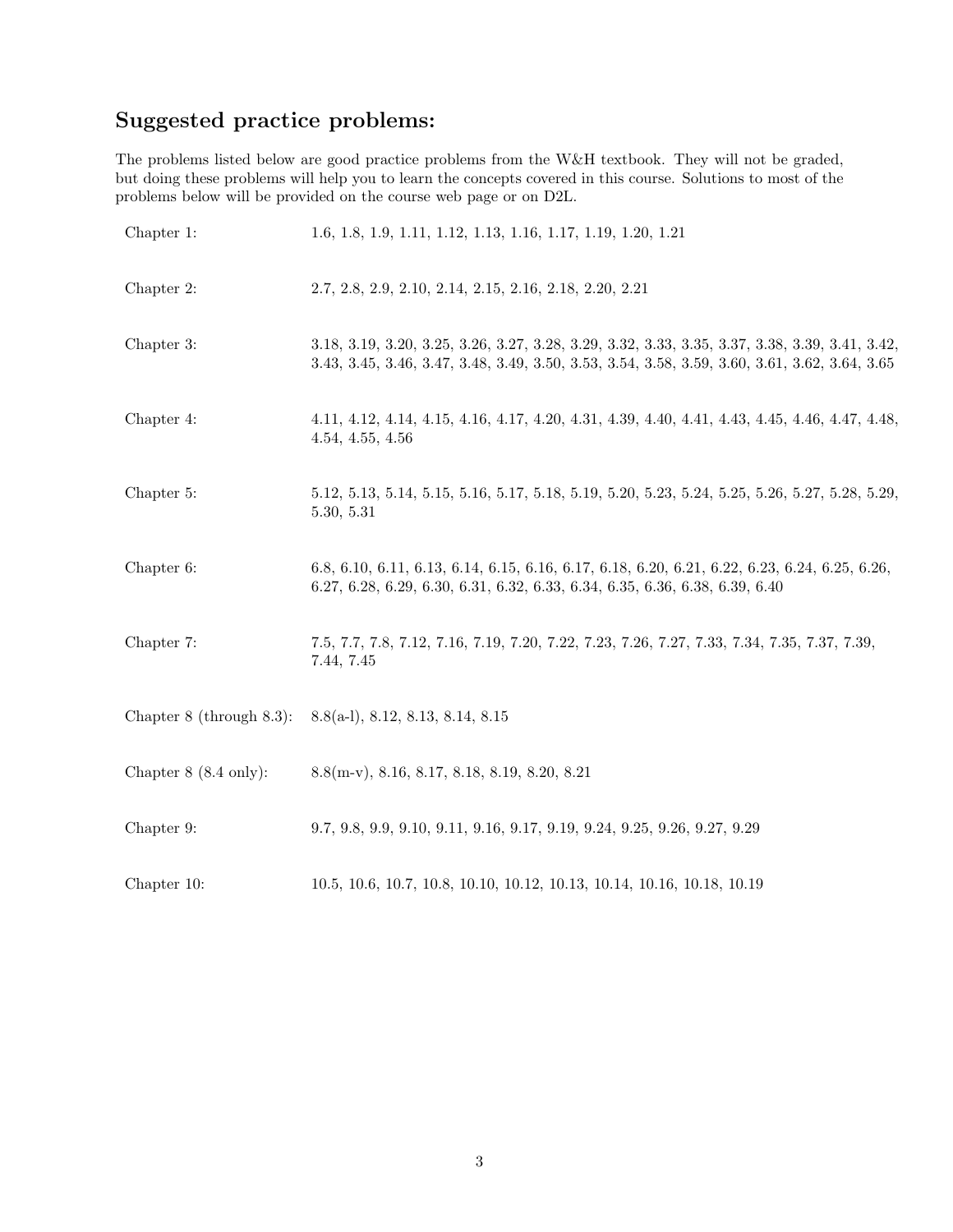## Suggested practice problems:

The problems listed below are good practice problems from the W&H textbook. They will not be graded, but doing these problems will help you to learn the concepts covered in this course. Solutions to most of the problems below will be provided on the course web page or on D2L.

| | |
|---|---|
| Chapter 1: | 1.6, 1.8, 1.9, 1.11, 1.12, 1.13, 1.16, 1.17, 1.19, 1.20, 1.21 |
| Chapter 2: | 2.7, 2.8, 2.9, 2.10, 2.14, 2.15, 2.16, 2.18, 2.20, 2.21 |
| Chapter 3: | 3.18, 3.19, 3.20, 3.25, 3.26, 3.27, 3.28, 3.29, 3.32, 3.33, 3.35, 3.37, 3.38, 3.39, 3.41, 3.42, 3.43, 3.45, 3.46, 3.47, 3.48, 3.49, 3.50, 3.53, 3.54, 3.58, 3.59, 3.60, 3.61, 3.62, 3.64, 3.65 |
| Chapter 4: | 4.11, 4.12, 4.14, 4.15, 4.16, 4.17, 4.20, 4.31, 4.39, 4.40, 4.41, 4.43, 4.45, 4.46, 4.47, 4.48, 4.54, 4.55, 4.56 |
| Chapter 5: | 5.12, 5.13, 5.14, 5.15, 5.16, 5.17, 5.18, 5.19, 5.20, 5.23, 5.24, 5.25, 5.26, 5.27, 5.28, 5.29, 5.30, 5.31 |
| Chapter 6: | 6.8, 6.10, 6.11, 6.13, 6.14, 6.15, 6.16, 6.17, 6.18, 6.20, 6.21, 6.22, 6.23, 6.24, 6.25, 6.26, 6.27, 6.28, 6.29, 6.30, 6.31, 6.32, 6.33, 6.34, 6.35, 6.36, 6.38, 6.39, 6.40 |
| Chapter 7: | 7.5, 7.7, 7.8, 7.12, 7.16, 7.19, 7.20, 7.22, 7.23, 7.26, 7.27, 7.33, 7.34, 7.35, 7.37, 7.39, 7.44, 7.45 |
| Chapter 8 (through 8.3): | 8.8(a-l), 8.12, 8.13, 8.14, 8.15 |
| Chapter 8 (8.4 only): | 8.8(m-v), 8.16, 8.17, 8.18, 8.19, 8.20, 8.21 |
| Chapter 9: | 9.7, 9.8, 9.9, 9.10, 9.11, 9.16, 9.17, 9.19, 9.24, 9.25, 9.26, 9.27, 9.29 |
| Chapter 10: | 10.5, 10.6, 10.7, 10.8, 10.10, 10.12, 10.13, 10.14, 10.16, 10.18, 10.19 |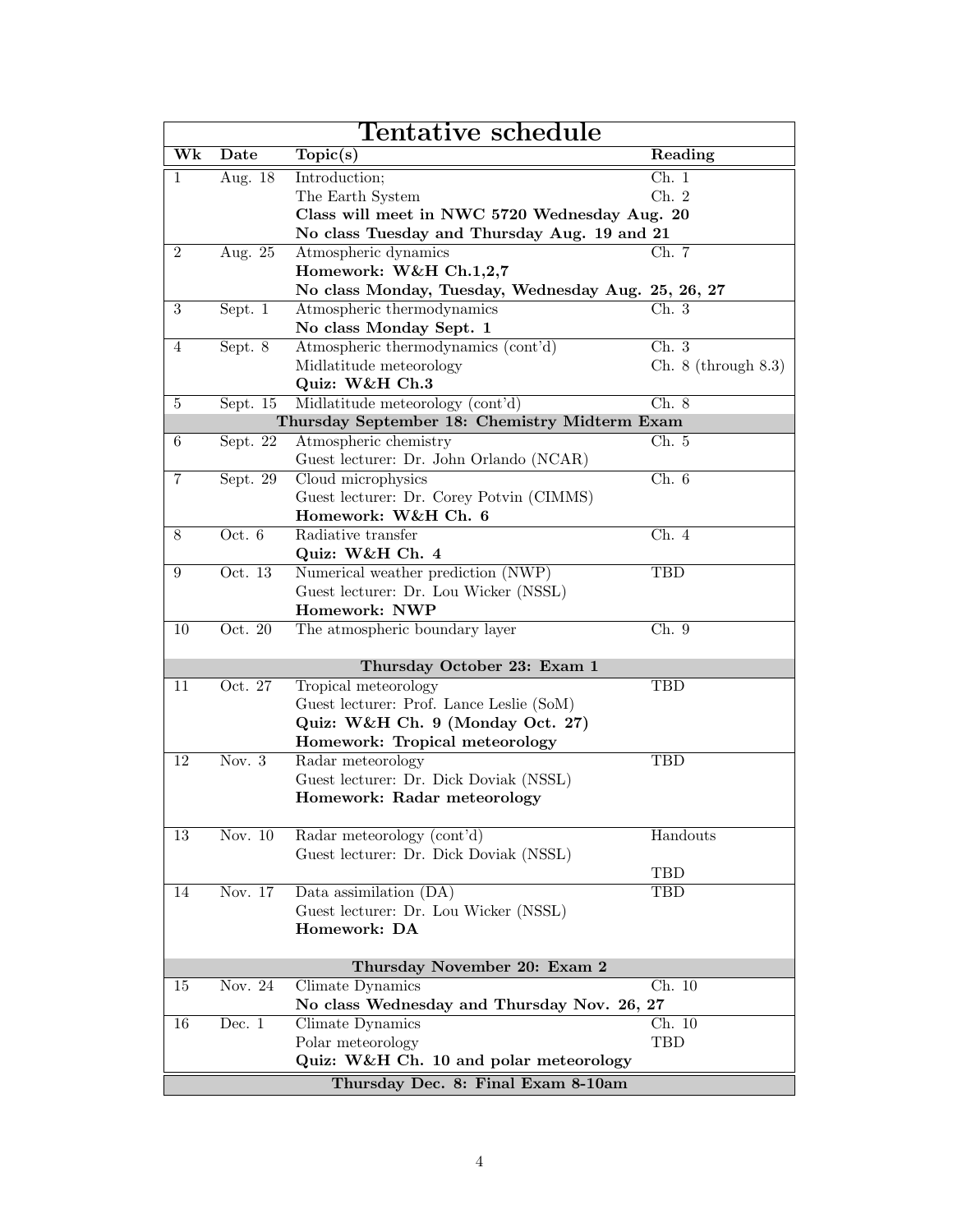# Tentative schedule

| Wk | Date | Topic(s) | Reading |
|---|---|---|---|
| 1 | Aug. 18 | Introduction; | Ch. 1 |
| | | The Earth System | Ch. 2 |
| | | **Class will meet in NWC 5720 Wednesday Aug. 20** | |
| | | **No class Tuesday and Thursday Aug. 19 and 21** | |
| 2 | Aug. 25 | Atmospheric dynamics | Ch. 7 |
| | | **Homework: W&H Ch.1,2,7** | |
| | | **No class Monday, Tuesday, Wednesday Aug. 25, 26, 27** | |
| 3 | Sept. 1 | Atmospheric thermodynamics | Ch. 3 |
| | | **No class Monday Sept. 1** | |
| 4 | Sept. 8 | Atmospheric thermodynamics (cont'd) | Ch. 3 |
| | | Midlatitude meteorology | Ch. 8 (through 8.3) |
| | | **Quiz: W&H Ch.3** | |
| 5 | Sept. 15 | Midlatitude meteorology (cont'd) | Ch. 8 |
| | | **Thursday September 18: Chemistry Midterm Exam** | |
| 6 | Sept. 22 | Atmospheric chemistry | Ch. 5 |
| | | Guest lecturer: Dr. John Orlando (NCAR) | |
| 7 | Sept. 29 | Cloud microphysics | Ch. 6 |
| | | Guest lecturer: Dr. Corey Potvin (CIMMS) | |
| | | **Homework: W&H Ch. 6** | |
| 8 | Oct. 6 | Radiative transfer | Ch. 4 |
| | | **Quiz: W&H Ch. 4** | |
| 9 | Oct. 13 | Numerical weather prediction (NWP) | TBD |
| | | Guest lecturer: Dr. Lou Wicker (NSSL) | |
| | | **Homework: NWP** | |
| 10 | Oct. 20 | The atmospheric boundary layer | Ch. 9 |
| | | **Thursday October 23: Exam 1** | |
| 11 | Oct. 27 | Tropical meteorology | TBD |
| | | Guest lecturer: Prof. Lance Leslie (SoM) | |
| | | **Quiz: W&H Ch. 9 (Monday Oct. 27)** | |
| | | **Homework: Tropical meteorology** | |
| 12 | Nov. 3 | Radar meteorology | TBD |
| | | Guest lecturer: Dr. Dick Doviak (NSSL) | |
| | | **Homework: Radar meteorology** | |
| 13 | Nov. 10 | Radar meteorology (cont'd) | Handouts |
| | | Guest lecturer: Dr. Dick Doviak (NSSL) | |
| | | | TBD |
| 14 | Nov. 17 | Data assimilation (DA) | TBD |
| | | Guest lecturer: Dr. Lou Wicker (NSSL) | |
| | | **Homework: DA** | |
| | | **Thursday November 20: Exam 2** | |
| 15 | Nov. 24 | Climate Dynamics | Ch. 10 |
| | | **No class Wednesday and Thursday Nov. 26, 27** | |
| 16 | Dec. 1 | Climate Dynamics | Ch. 10 |
| | | Polar meteorology | TBD |
| | | **Quiz: W&H Ch. 10 and polar meteorology** | |
| | | **Thursday Dec. 8: Final Exam 8-10am** | |